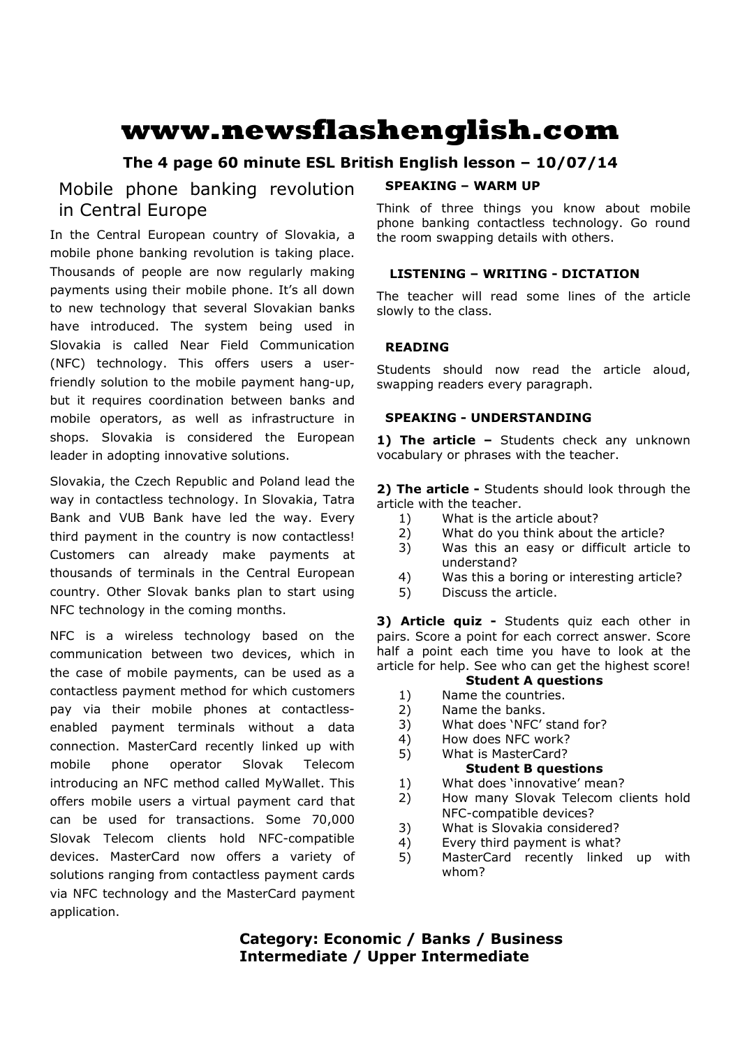# www.newsflashenglish.com

**The 4 page 60 minute ESL British English lesson – 10/07/14**

## Mobile phone banking revolution in Central Europe

In the Central European country of Slovakia, a mobile phone banking revolution is taking place. Thousands of people are now regularly making payments using their mobile phone. It's all down to new technology that several Slovakian banks have introduced. The system being used in Slovakia is called Near Field Communication (NFC) technology. This offers users a user-friendly solution to the mobile payment hang-up, but it requires coordination between banks and mobile operators, as well as infrastructure in shops. Slovakia is considered the European leader in adopting innovative solutions.

Slovakia, the Czech Republic and Poland lead the way in contactless technology. In Slovakia, Tatra Bank and VUB Bank have led the way. Every third payment in the country is now contactless! Customers can already make payments at thousands of terminals in the Central European country. Other Slovak banks plan to start using NFC technology in the coming months.

NFC is a wireless technology based on the communication between two devices, which in the case of mobile payments, can be used as a contactless payment method for which customers pay via their mobile phones at contactless-enabled payment terminals without a data connection. MasterCard recently linked up with mobile phone operator Slovak Telecom introducing an NFC method called MyWallet. This offers mobile users a virtual payment card that can be used for transactions. Some 70,000 Slovak Telecom clients hold NFC-compatible devices. MasterCard now offers a variety of solutions ranging from contactless payment cards via NFC technology and the MasterCard payment application.

### SPEAKING – WARM UP

Think of three things you know about mobile phone banking contactless technology. Go round the room swapping details with others.

### LISTENING – WRITING - DICTATION

The teacher will read some lines of the article slowly to the class.

### READING

Students should now read the article aloud, swapping readers every paragraph.

### SPEAKING - UNDERSTANDING

**1) The article –** Students check any unknown vocabulary or phrases with the teacher.

**2) The article -** Students should look through the article with the teacher.

1) What is the article about?
2) What do you think about the article?
3) Was this an easy or difficult article to understand?
4) Was this a boring or interesting article?
5) Discuss the article.

**3) Article quiz -** Students quiz each other in pairs. Score a point for each correct answer. Score half a point each time you have to look at the article for help. See who can get the highest score!

**Student A questions**

1) Name the countries.
2) Name the banks.
3) What does 'NFC' stand for?
4) How does NFC work?
5) What is MasterCard?

**Student B questions**

1) What does 'innovative' mean?
2) How many Slovak Telecom clients hold NFC-compatible devices?
3) What is Slovakia considered?
4) Every third payment is what?
5) MasterCard recently linked up with whom?

**Category: Economic / Banks / Business**
**Intermediate / Upper Intermediate**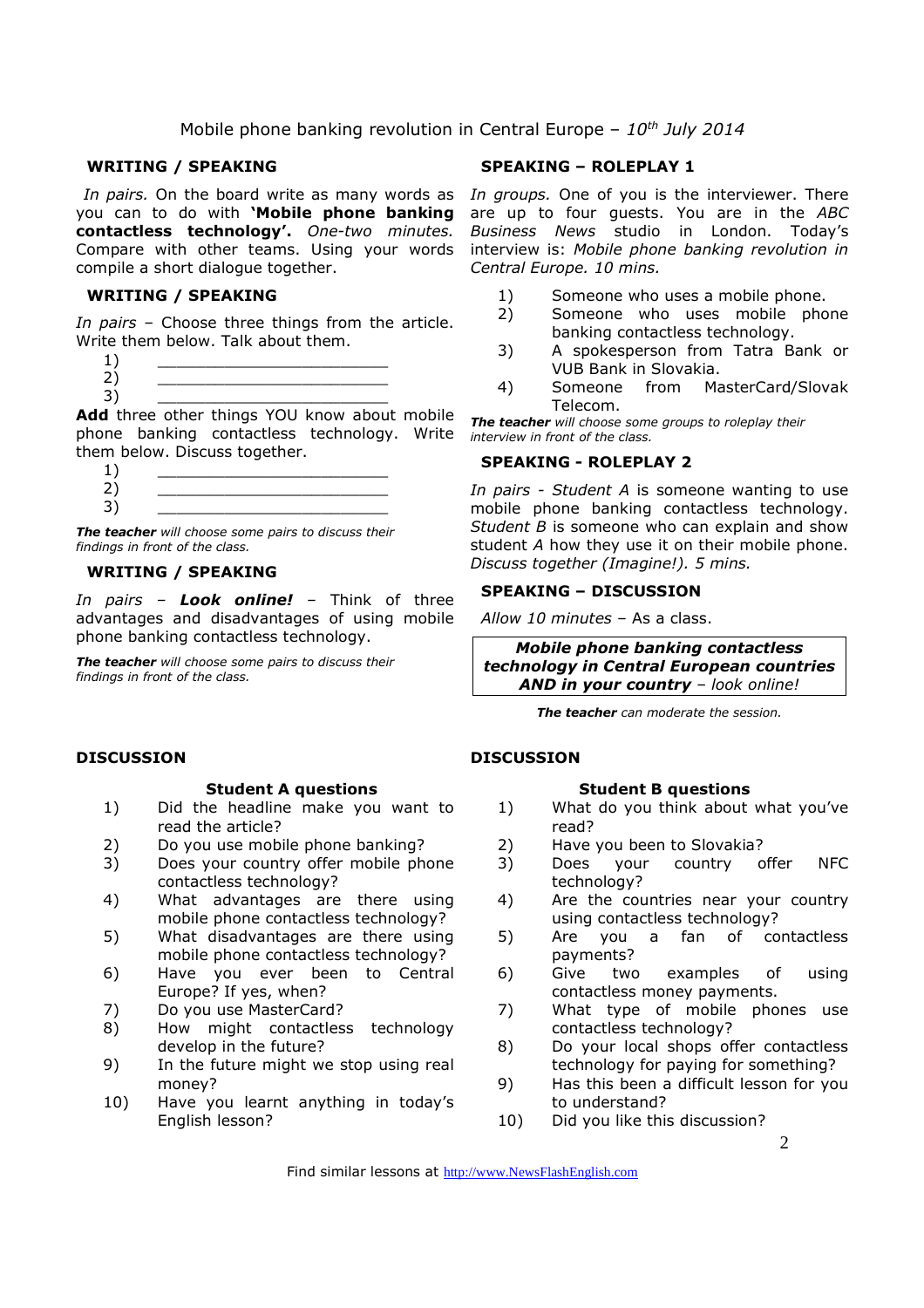Mobile phone banking revolution in Central Europe – *10th July 2014*

## WRITING / SPEAKING

*In pairs.* On the board write as many words as you can to do with **'Mobile phone banking contactless technology'.** *One-two minutes.* Compare with other teams. Using your words compile a short dialogue together.

## WRITING / SPEAKING

*In pairs* – Choose three things from the article. Write them below. Talk about them.

1) ________________________
2) ________________________
3) ________________________

**Add** three other things YOU know about mobile phone banking contactless technology. Write them below. Discuss together.

1) ________________________
2) ________________________
3) ________________________

***The teacher*** *will choose some pairs to discuss their findings in front of the class.*

## WRITING / SPEAKING

*In pairs* – ***Look online!*** – Think of three advantages and disadvantages of using mobile phone banking contactless technology.

***The teacher*** *will choose some pairs to discuss their findings in front of the class.*

## SPEAKING – ROLEPLAY 1

*In groups.* One of you is the interviewer. There are up to four guests. You are in the *ABC Business News* studio in London. Today's interview is: *Mobile phone banking revolution in Central Europe. 10 mins.*

1) Someone who uses a mobile phone.
2) Someone who uses mobile phone banking contactless technology.
3) A spokesperson from Tatra Bank or VUB Bank in Slovakia.
4) Someone from MasterCard/Slovak Telecom.

***The teacher*** *will choose some groups to roleplay their interview in front of the class.*

## SPEAKING - ROLEPLAY 2

*In pairs - Student A* is someone wanting to use mobile phone banking contactless technology. *Student B* is someone who can explain and show student *A* how they use it on their mobile phone. *Discuss together (Imagine!). 5 mins.*

## SPEAKING – DISCUSSION

*Allow 10 minutes* – As a class.

***Mobile phone banking contactless technology in Central European countries AND in your country*** *– look online!*

***The teacher*** *can moderate the session.*

## DISCUSSION

### Student A questions

1) Did the headline make you want to read the article?
2) Do you use mobile phone banking?
3) Does your country offer mobile phone contactless technology?
4) What advantages are there using mobile phone contactless technology?
5) What disadvantages are there using mobile phone contactless technology?
6) Have you ever been to Central Europe? If yes, when?
7) Do you use MasterCard?
8) How might contactless technology develop in the future?
9) In the future might we stop using real money?
10) Have you learnt anything in today's English lesson?

## DISCUSSION

### Student B questions

1) What do you think about what you've read?
2) Have you been to Slovakia?
3) Does your country offer NFC technology?
4) Are the countries near your country using contactless technology?
5) Are you a fan of contactless payments?
6) Give two examples of using contactless money payments.
7) What type of mobile phones use contactless technology?
8) Do your local shops offer contactless technology for paying for something?
9) Has this been a difficult lesson for you to understand?
10) Did you like this discussion?

Find similar lessons at http://www.NewsFlashEnglish.com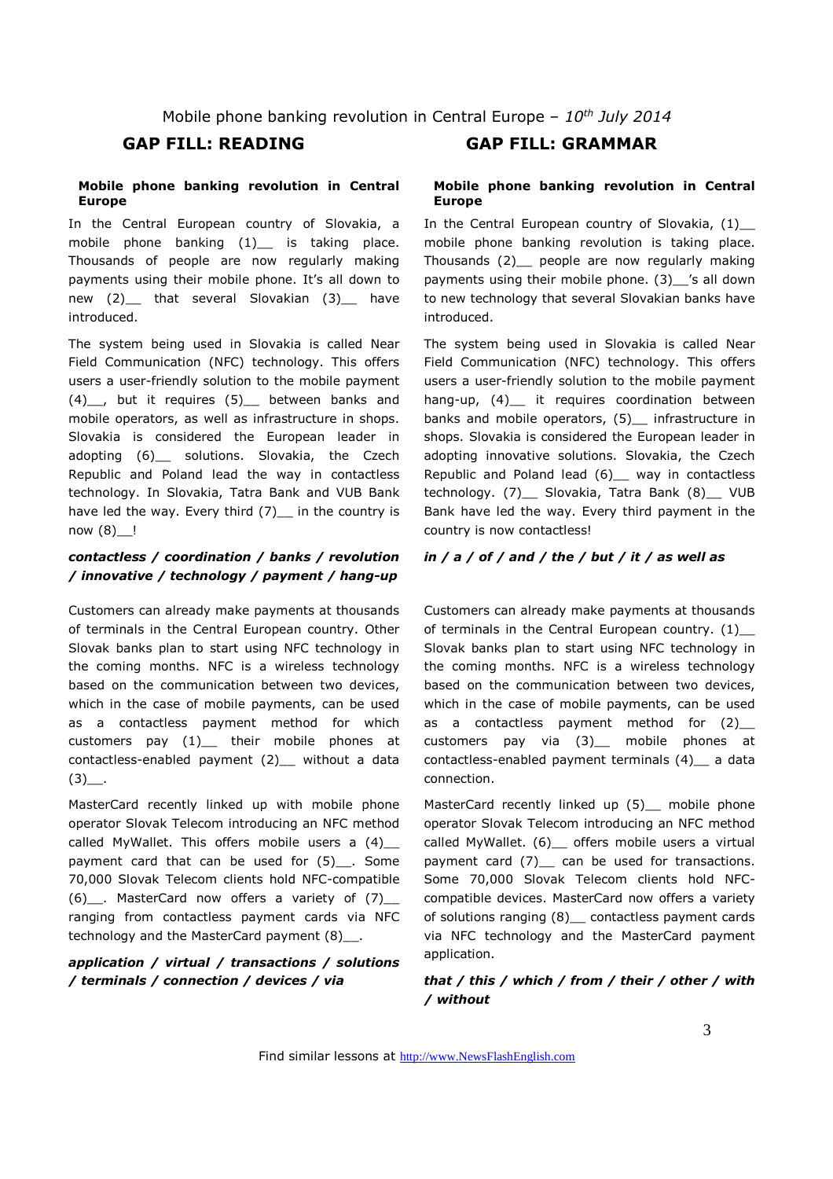Mobile phone banking revolution in Central Europe – *10th July 2014*

## GAP FILL: READING

**Mobile phone banking revolution in Central Europe**

In the Central European country of Slovakia, a mobile phone banking (1)__ is taking place. Thousands of people are now regularly making payments using their mobile phone. It's all down to new (2)__ that several Slovakian (3)__ have introduced.

The system being used in Slovakia is called Near Field Communication (NFC) technology. This offers users a user-friendly solution to the mobile payment (4)__, but it requires (5)__ between banks and mobile operators, as well as infrastructure in shops. Slovakia is considered the European leader in adopting (6)__ solutions. Slovakia, the Czech Republic and Poland lead the way in contactless technology. In Slovakia, Tatra Bank and VUB Bank have led the way. Every third (7)__ in the country is now (8)__!

***contactless / coordination / banks / revolution / innovative / technology / payment / hang-up***

Customers can already make payments at thousands of terminals in the Central European country. Other Slovak banks plan to start using NFC technology in the coming months. NFC is a wireless technology based on the communication between two devices, which in the case of mobile payments, can be used as a contactless payment method for which customers pay (1)__ their mobile phones at contactless-enabled payment (2)__ without a data (3)__.

MasterCard recently linked up with mobile phone operator Slovak Telecom introducing an NFC method called MyWallet. This offers mobile users a (4)__ payment card that can be used for (5)__. Some 70,000 Slovak Telecom clients hold NFC-compatible (6)__. MasterCard now offers a variety of (7)__ ranging from contactless payment cards via NFC technology and the MasterCard payment (8)__.

***application / virtual / transactions / solutions / terminals / connection / devices / via***

## GAP FILL: GRAMMAR

**Mobile phone banking revolution in Central Europe**

In the Central European country of Slovakia, (1)__ mobile phone banking revolution is taking place. Thousands (2)__ people are now regularly making payments using their mobile phone. (3)__'s all down to new technology that several Slovakian banks have introduced.

The system being used in Slovakia is called Near Field Communication (NFC) technology. This offers users a user-friendly solution to the mobile payment hang-up, (4)__ it requires coordination between banks and mobile operators, (5)__ infrastructure in shops. Slovakia is considered the European leader in adopting innovative solutions. Slovakia, the Czech Republic and Poland lead (6)__ way in contactless technology. (7)__ Slovakia, Tatra Bank (8)__ VUB Bank have led the way. Every third payment in the country is now contactless!

***in / a / of / and / the / but / it / as well as***

Customers can already make payments at thousands of terminals in the Central European country. (1)__ Slovak banks plan to start using NFC technology in the coming months. NFC is a wireless technology based on the communication between two devices, which in the case of mobile payments, can be used as a contactless payment method for (2)__ customers pay via (3)__ mobile phones at contactless-enabled payment terminals (4)__ a data connection.

MasterCard recently linked up (5)__ mobile phone operator Slovak Telecom introducing an NFC method called MyWallet. (6)__ offers mobile users a virtual payment card (7)__ can be used for transactions. Some 70,000 Slovak Telecom clients hold NFC-compatible devices. MasterCard now offers a variety of solutions ranging (8)__ contactless payment cards via NFC technology and the MasterCard payment application.

***that / this / which / from / their / other / with / without***

Find similar lessons at http://www.NewsFlashEnglish.com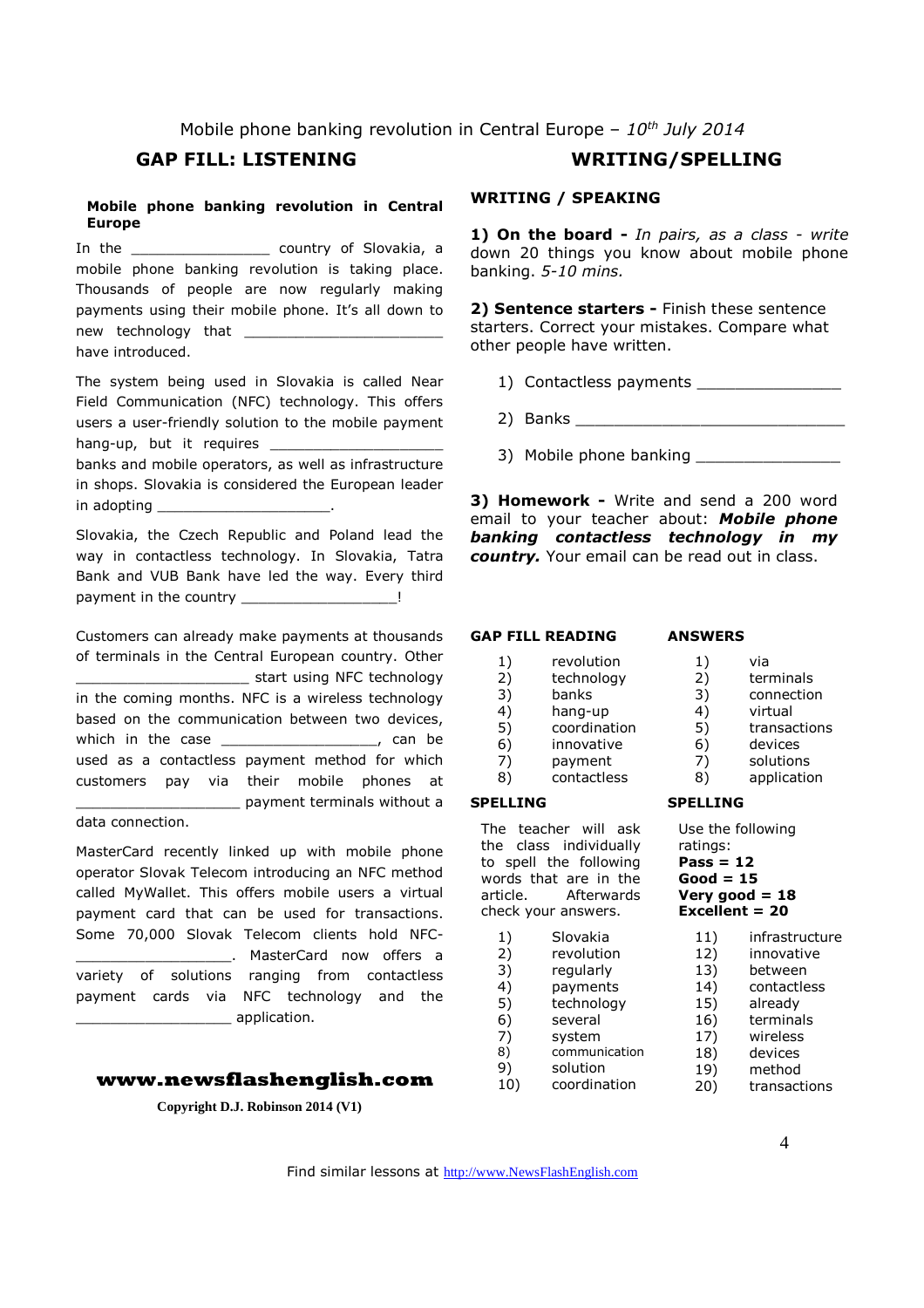Mobile phone banking revolution in Central Europe – 10th July 2014

## GAP FILL: LISTENING

**Mobile phone banking revolution in Central Europe**

In the _______________ country of Slovakia, a mobile phone banking revolution is taking place. Thousands of people are now regularly making payments using their mobile phone. It's all down to new technology that ______________________ have introduced.

The system being used in Slovakia is called Near Field Communication (NFC) technology. This offers users a user-friendly solution to the mobile payment hang-up, but it requires ___________________ banks and mobile operators, as well as infrastructure in shops. Slovakia is considered the European leader in adopting ___________________.

Slovakia, the Czech Republic and Poland lead the way in contactless technology. In Slovakia, Tatra Bank and VUB Bank have led the way. Every third payment in the country _________________!

Customers can already make payments at thousands of terminals in the Central European country. Other ___________________ start using NFC technology in the coming months. NFC is a wireless technology based on the communication between two devices, which in the case _________________, can be used as a contactless payment method for which customers pay via their mobile phones at __________________ payment terminals without a data connection.

MasterCard recently linked up with mobile phone operator Slovak Telecom introducing an NFC method called MyWallet. This offers mobile users a virtual payment card that can be used for transactions. Some 70,000 Slovak Telecom clients hold NFC-_________________. MasterCard now offers a variety of solutions ranging from contactless payment cards via NFC technology and the _________________ application.

**www.newsflashenglish.com**

Copyright D.J. Robinson 2014 (V1)

## WRITING/SPELLING

### WRITING / SPEAKING

**1) On the board -** *In pairs, as a class - write* down 20 things you know about mobile phone banking. *5-10 mins.*

**2) Sentence starters -** Finish these sentence starters. Correct your mistakes. Compare what other people have written.

1) Contactless payments _______________
2) Banks ____________________________
3) Mobile phone banking _______________

**3) Homework -** Write and send a 200 word email to your teacher about: ***Mobile phone banking contactless technology in my country.*** Your email can be read out in class.

### GAP FILL READING

1) revolution
2) technology
3) banks
4) hang-up
5) coordination
6) innovative
7) payment
8) contactless

### ANSWERS

1) via
2) terminals
3) connection
4) virtual
5) transactions
6) devices
7) solutions
8) application

### SPELLING

The teacher will ask the class individually to spell the following words that are in the article. Afterwards check your answers.

1) Slovakia
2) revolution
3) regularly
4) payments
5) technology
6) several
7) system
8) communication
9) solution
10) coordination
11) infrastructure
12) innovative
13) between
14) contactless
15) already
16) terminals
17) wireless
18) devices
19) method
20) transactions

### SPELLING

Use the following ratings:
**Pass = 12**
**Good = 15**
**Very good = 18**
**Excellent = 20**

Find similar lessons at http://www.NewsFlashEnglish.com